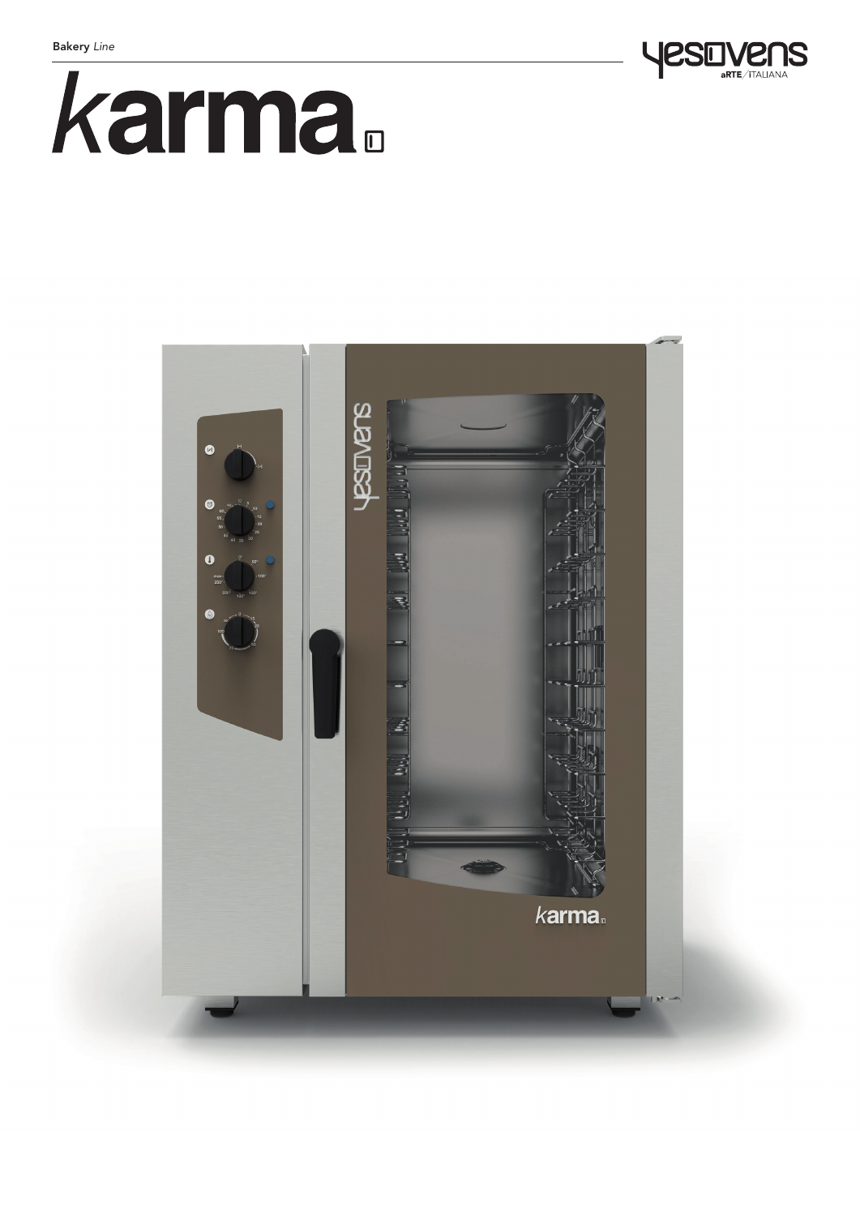Bakery *Line*

yesovens aRTE/ITALIANA

# karma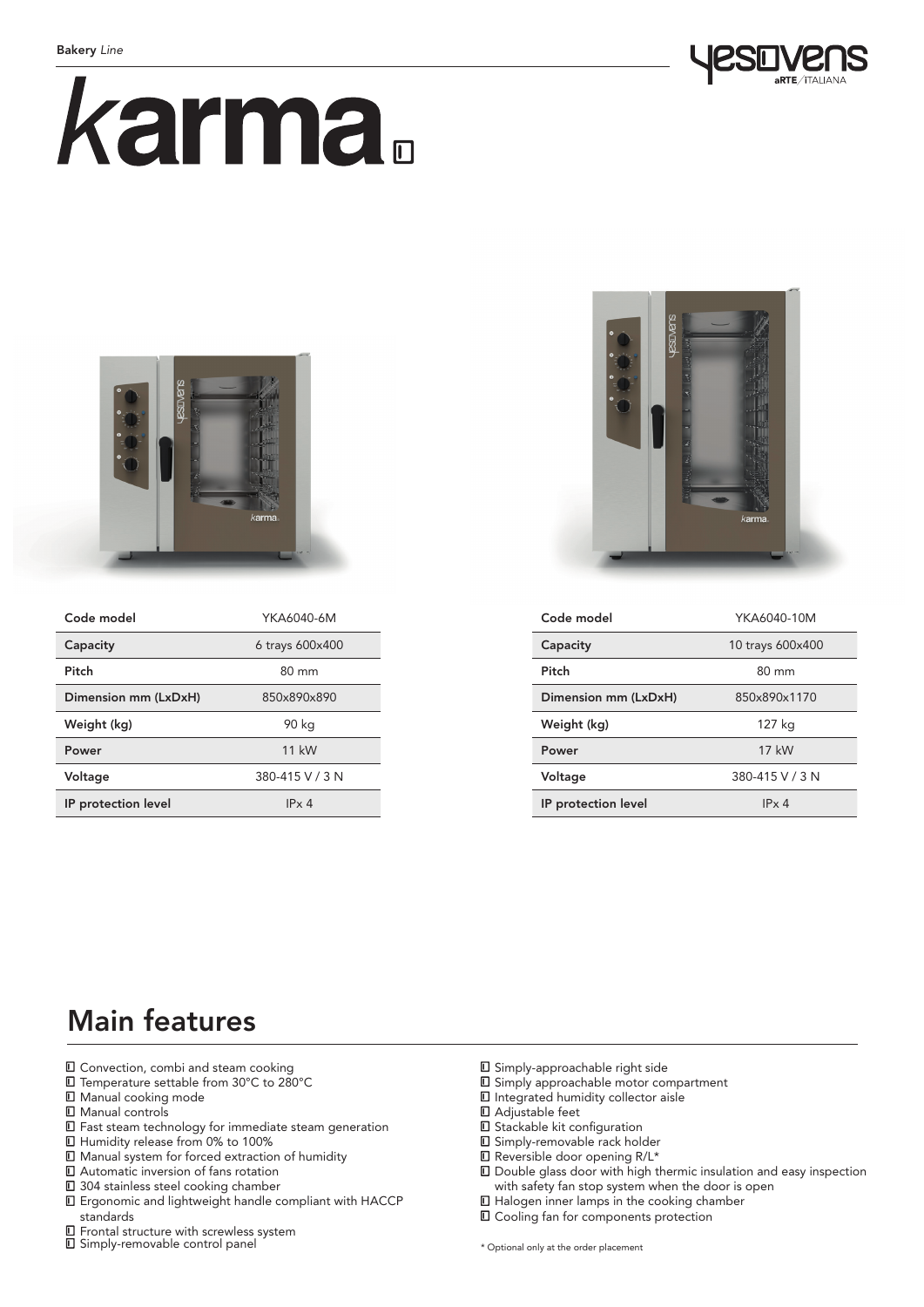Bakery *Line*

# karma

| Code model | YKA6040-6M |
|---|---|
| Capacity | 6 trays 600x400 |
| Pitch | 80 mm |
| Dimension mm (LxDxH) | 850x890x890 |
| Weight (kg) | 90 kg |
| Power | 11 kW |
| Voltage | 380-415 V / 3 N |
| IP protection level | IPx 4 |

| Code model | YKA6040-10M |
|---|---|
| Capacity | 10 trays 600x400 |
| Pitch | 80 mm |
| Dimension mm (LxDxH) | 850x890x1170 |
| Weight (kg) | 127 kg |
| Power | 17 kW |
| Voltage | 380-415 V / 3 N |
| IP protection level | IPx 4 |

## Main features

- Convection, combi and steam cooking
- Temperature settable from 30°C to 280°C
- Manual cooking mode
- Manual controls
- Fast steam technology for immediate steam generation
- Humidity release from 0% to 100%
- Manual system for forced extraction of humidity
- Automatic inversion of fans rotation
- 304 stainless steel cooking chamber
- Ergonomic and lightweight handle compliant with HACCP standards
- Frontal structure with screwless system
- Simply-removable control panel
- Simply-approachable right side
- Simply approachable motor compartment
- Integrated humidity collector aisle
- Adjustable feet
- Stackable kit configuration
- Simply-removable rack holder
- Reversible door opening R/L*
- Double glass door with high thermic insulation and easy inspection with safety fan stop system when the door is open
- Halogen inner lamps in the cooking chamber
- Cooling fan for components protection

\* Optional only at the order placement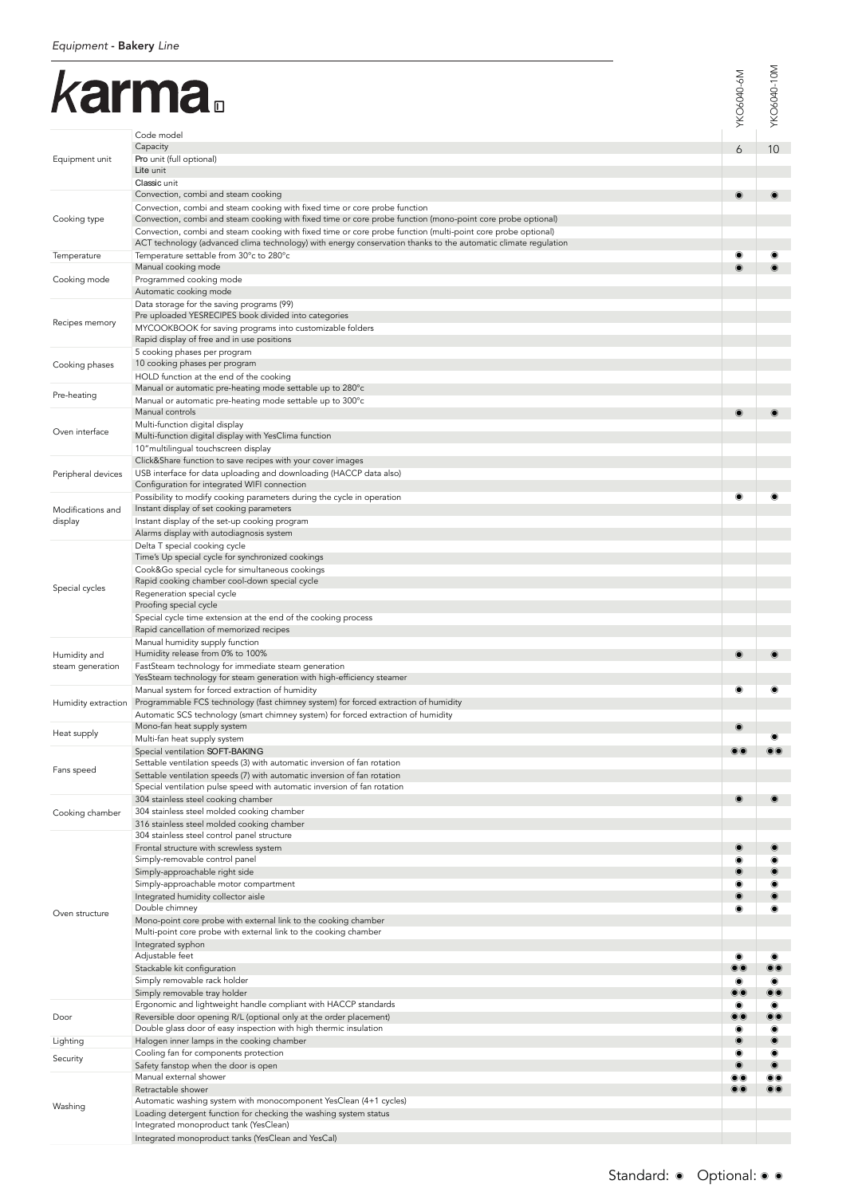*Equipment* - **Bakery** *Line*

# karma

| | Code model | YKO6040-6M | YKO6040-10M |
|---|---|---|---|
| Equipment unit | Capacity | 6 | 10 |
| | **Pro** unit (full optional) | | |
| | **Lite** unit | | |
| | **Classic** unit | | |
| Cooking type | Convection, combi and steam cooking | ● | ● |
| | Convection, combi and steam cooking with fixed time or core probe function | | |
| | Convection, combi and steam cooking with fixed time or core probe function (mono-point core probe optional) | | |
| | Convection, combi and steam cooking with fixed time or core probe function (multi-point core probe optional) | | |
| | ACT technology (advanced clima technology) with energy conservation thanks to the automatic climate regulation | | |
| Temperature | Temperature settable from 30°c to 280°c | ● | ● |
| Cooking mode | Manual cooking mode | ● | ● |
| | Programmed cooking mode | | |
| | Automatic cooking mode | | |
| Recipes memory | Data storage for the saving programs (99) | | |
| | Pre uploaded YESRECIPES book divided into categories | | |
| | MYCOOKBOOK for saving programs into customizable folders | | |
| | Rapid display of free and in use positions | | |
| Cooking phases | 5 cooking phases per program | | |
| | 10 cooking phases per program | | |
| | HOLD function at the end of the cooking | | |
| Pre-heating | Manual or automatic pre-heating mode settable up to 280°c | | |
| | Manual or automatic pre-heating mode settable up to 300°c | | |
| Oven interface | Manual controls | ● | ● |
| | Multi-function digital display | | |
| | Multi-function digital display with YesClima function | | |
| | 10" multilingual touchscreen display | | |
| Peripheral devices | Click&Share function to save recipes with your cover images | | |
| | USB interface for data uploading and downloading (HACCP data also) | | |
| | Configuration for integrated WIFI connection | | |
| Modifications and display | Possibility to modify cooking parameters during the cycle in operation | ● | ● |
| | Instant display of set cooking parameters | | |
| | Instant display of the set-up cooking program | | |
| | Alarms display with autodiagnosis system | | |
| Special cycles | Delta T special cooking cycle | | |
| | Time's Up special cycle for synchronized cookings | | |
| | Cook&Go special cycle for simultaneous cookings | | |
| | Rapid cooking chamber cool-down special cycle | | |
| | Regeneration special cycle | | |
| | Proofing special cycle | | |
| | Special cycle time extension at the end of the cooking process | | |
| | Rapid cancellation of memorized recipes | | |
| Humidity and steam generation | Manual humidity supply function | | |
| | Humidity release from 0% to 100% | ● | ● |
| | FastSteam technology for immediate steam generation | | |
| | YesSteam technology for steam generation with high-efficiency steamer | | |
| Humidity extraction | Manual system for forced extraction of humidity | ● | ● |
| | Programmable FCS technology (fast chimney system) for forced extraction of humidity | | |
| | Automatic SCS technology (smart chimney system) for forced extraction of humidity | | |
| Heat supply | Mono-fan heat supply system | ● | |
| | Multi-fan heat supply system | | ● |
| Fans speed | Special ventilation SOFT-BAKING | ●● | ●● |
| | Settable ventilation speeds (3) with automatic inversion of fan rotation | | |
| | Settable ventilation speeds (7) with automatic inversion of fan rotation | | |
| | Special ventilation pulse speed with automatic inversion of fan rotation | | |
| Cooking chamber | 304 stainless steel cooking chamber | ● | ● |
| | 304 stainless steel molded cooking chamber | | |
| | 316 stainless steel molded cooking chamber | | |
| Oven structure | 304 stainless steel control panel structure | | |
| | Frontal structure with screwless system | ● | ● |
| | Simply-removable control panel | ● | ● |
| | Simply-approachable right side | ● | ● |
| | Simply-approachable motor compartment | ● | ● |
| | Integrated humidity collector aisle | ● | ● |
| | Double chimney | ● | ● |
| | Mono-point core probe with external link to the cooking chamber | | |
| | Multi-point core probe with external link to the cooking chamber | | |
| | Integrated syphon | | |
| | Adjustable feet | ● | ● |
| | Stackable kit configuration | ●● | ●● |
| | Simply removable rack holder | ● | ● |
| | Simply removable tray holder | ●● | ●● |
| Door | Ergonomic and lightweight handle compliant with HACCP standards | ● | ● |
| | Reversible door opening R/L (optional only at the order placement) | ●● | ●● |
| | Double glass door of easy inspection with high thermic insulation | ● | ● |
| Lighting | Halogen inner lamps in the cooking chamber | ● | ● |
| Security | Cooling fan for components protection | ● | ● |
| | Safety fanstop when the door is open | ● | ● |
| Washing | Manual external shower | ●● | ●● |
| | Retractable shower | ●● | ●● |
| | Automatic washing system with monocomponent YesClean (4+1 cycles) | | |
| | Loading detergent function for checking the washing system status | | |
| | Integrated monoproduct tank (YesClean) | | |
| | Integrated monoproduct tanks (YesClean and YesCal) | | |

Standard: ● Optional: ●●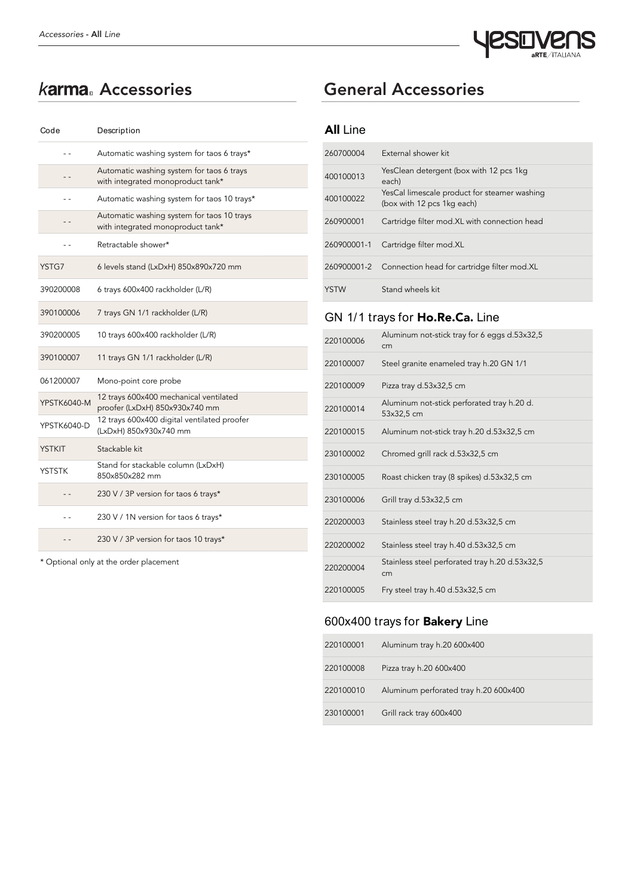## karma Accessories

| Code | Description |
|---|---|
| - - | Automatic washing system for taos 6 trays* |
| - - | Automatic washing system for taos 6 trays with integrated monoproduct tank* |
| - - | Automatic washing system for taos 10 trays* |
| - - | Automatic washing system for taos 10 trays with integrated monoproduct tank* |
| - - | Retractable shower* |
| YSTG7 | 6 levels stand (LxDxH) 850x890x720 mm |
| 390200008 | 6 trays 600x400 rackholder (L/R) |
| 390100006 | 7 trays GN 1/1 rackholder (L/R) |
| 390200005 | 10 trays 600x400 rackholder (L/R) |
| 390100007 | 11 trays GN 1/1 rackholder (L/R) |
| 061200007 | Mono-point core probe |
| YPSTK6040-M | 12 trays 600x400 mechanical ventilated proofer (LxDxH) 850x930x740 mm |
| YPSTK6040-D | 12 trays 600x400 digital ventilated proofer (LxDxH) 850x930x740 mm |
| YSTKIT | Stackable kit |
| YSTSTK | Stand for stackable column (LxDxH) 850x850x282 mm |
| - - | 230 V / 3P version for taos 6 trays* |
| - - | 230 V / 1N version for taos 6 trays* |
| - - | 230 V / 3P version for taos 10 trays* |

* Optional only at the order placement

## General Accessories

### **All** Line

| | |
|---|---|
| 260700004 | External shower kit |
| 400100013 | YesClean detergent (box with 12 pcs 1kg each) |
| 400100022 | YesCal limescale product for steamer washing (box with 12 pcs 1kg each) |
| 260900001 | Cartridge filter mod.XL with connection head |
| 260900001-1 | Cartridge filter mod.XL |
| 260900001-2 | Connection head for cartridge filter mod.XL |
| YSTW | Stand wheels kit |

### GN 1/1 trays for **Ho.Re.Ca.** Line

| | |
|---|---|
| 220100006 | Aluminum not-stick tray for 6 eggs d.53x32,5 cm |
| 220100007 | Steel granite enameled tray h.20 GN 1/1 |
| 220100009 | Pizza tray d.53x32,5 cm |
| 220100014 | Aluminum not-stick perforated tray h.20 d. 53x32,5 cm |
| 220100015 | Aluminum not-stick tray h.20 d.53x32,5 cm |
| 230100002 | Chromed grill rack d.53x32,5 cm |
| 230100005 | Roast chicken tray (8 spikes) d.53x32,5 cm |
| 230100006 | Grill tray d.53x32,5 cm |
| 220200003 | Stainless steel tray h.20 d.53x32,5 cm |
| 220200002 | Stainless steel tray h.40 d.53x32,5 cm |
| 220200004 | Stainless steel perforated tray h.20 d.53x32,5 cm |
| 220100005 | Fry steel tray h.40 d.53x32,5 cm |

### 600x400 trays for **Bakery** Line

| | |
|---|---|
| 220100001 | Aluminum tray h.20 600x400 |
| 220100008 | Pizza tray h.20 600x400 |
| 220100010 | Aluminum perforated tray h.20 600x400 |
| 230100001 | Grill rack tray 600x400 |